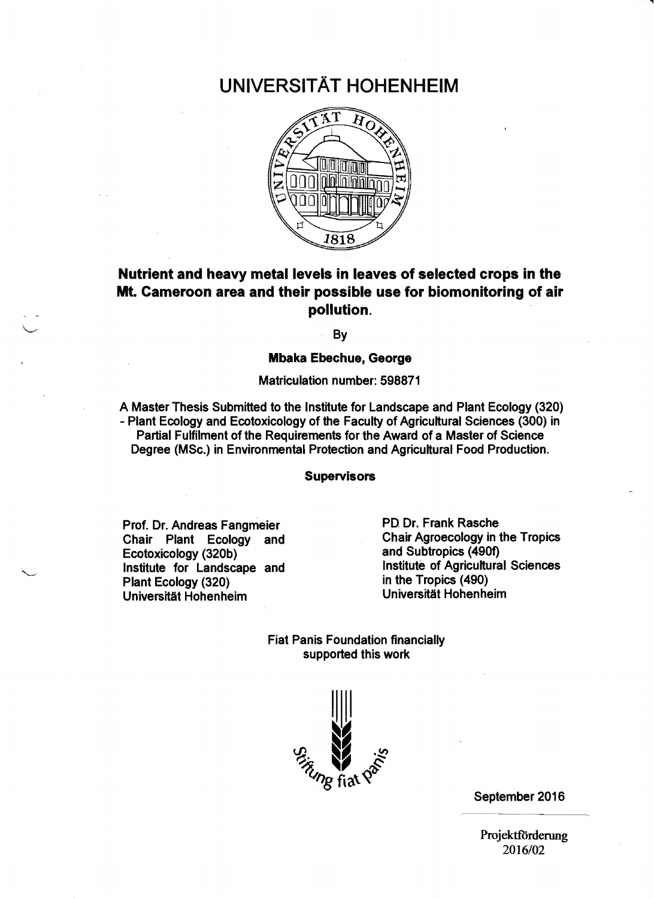# UNIVERSITÄT HOHENHEIM

## Nutrient and heavy metal levels in leaves of selected crops in the Mt. Cameroon area and their possible use for biomonitoring of air pollution.

By

**Mbaka Ebechue, George**

Matriculation number: 598871

A Master Thesis Submitted to the Institute for Landscape and Plant Ecology (320) - Plant Ecology and Ecotoxicology of the Faculty of Agricultural Sciences (300) in Partial Fulfilment of the Requirements for the Award of a Master of Science Degree (MSc.) in Environmental Protection and Agricultural Food Production.

**Supervisors**

Prof. Dr. Andreas Fangmeier
Chair Plant Ecology and Ecotoxicology (320b)
Institute for Landscape and Plant Ecology (320)
Universität Hohenheim

PD Dr. Frank Rasche
Chair Agroecology in the Tropics and Subtropics (490f)
Institute of Agricultural Sciences in the Tropics (490)
Universität Hohenheim

Fiat Panis Foundation financially supported this work

Stiftung fiat panis

September 2016

Projektförderung
2016/02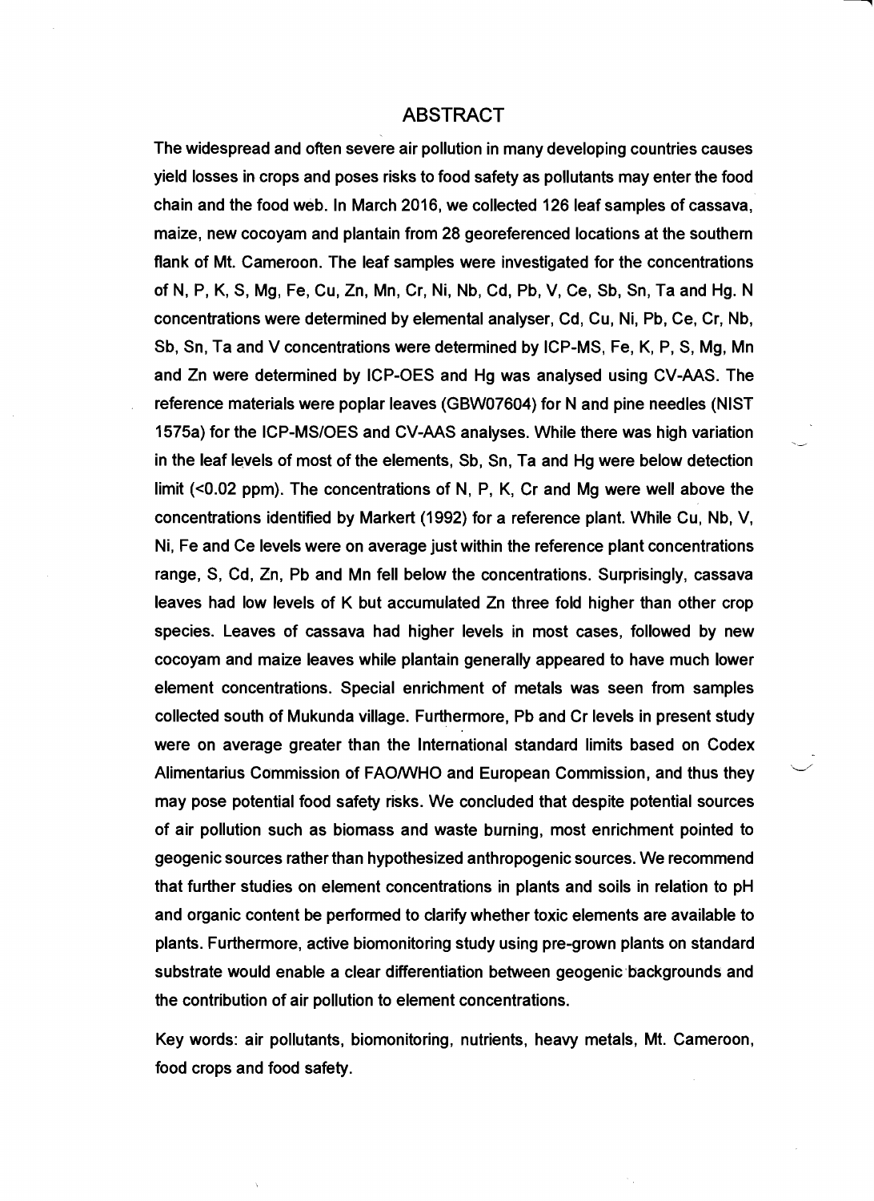# ABSTRACT

The widespread and often severe air pollution in many developing countries causes yield losses in crops and poses risks to food safety as pollutants may enter the food chain and the food web. In March 2016, we collected 126 leaf samples of cassava, maize, new cocoyam and plantain from 28 georeferenced locations at the southern flank of Mt. Cameroon. The leaf samples were investigated for the concentrations of N, P, K, S, Mg, Fe, Cu, Zn, Mn, Cr, Ni, Nb, Cd, Pb, V, Ce, Sb, Sn, Ta and Hg. N concentrations were determined by elemental analyser, Cd, Cu, Ni, Pb, Ce, Cr, Nb, Sb, Sn, Ta and V concentrations were determined by ICP-MS, Fe, K, P, S, Mg, Mn and Zn were determined by ICP-OES and Hg was analysed using CV-AAS. The reference materials were poplar leaves (GBW07604) for N and pine needles (NIST 1575a) for the ICP-MS/OES and CV-AAS analyses. While there was high variation in the leaf levels of most of the elements, Sb, Sn, Ta and Hg were below detection limit (<0.02 ppm). The concentrations of N, P, K, Cr and Mg were well above the concentrations identified by Markert (1992) for a reference plant. While Cu, Nb, V, Ni, Fe and Ce levels were on average just within the reference plant concentrations range, S, Cd, Zn, Pb and Mn fell below the concentrations. Surprisingly, cassava leaves had low levels of K but accumulated Zn three fold higher than other crop species. Leaves of cassava had higher levels in most cases, followed by new cocoyam and maize leaves while plantain generally appeared to have much lower element concentrations. Special enrichment of metals was seen from samples collected south of Mukunda village. Furthermore, Pb and Cr levels in present study were on average greater than the International standard limits based on Codex Alimentarius Commission of FAO/WHO and European Commission, and thus they may pose potential food safety risks. We concluded that despite potential sources of air pollution such as biomass and waste burning, most enrichment pointed to geogenic sources rather than hypothesized anthropogenic sources. We recommend that further studies on element concentrations in plants and soils in relation to pH and organic content be performed to clarify whether toxic elements are available to plants. Furthermore, active biomonitoring study using pre-grown plants on standard substrate would enable a clear differentiation between geogenic backgrounds and the contribution of air pollution to element concentrations.

Key words: air pollutants, biomonitoring, nutrients, heavy metals, Mt. Cameroon, food crops and food safety.